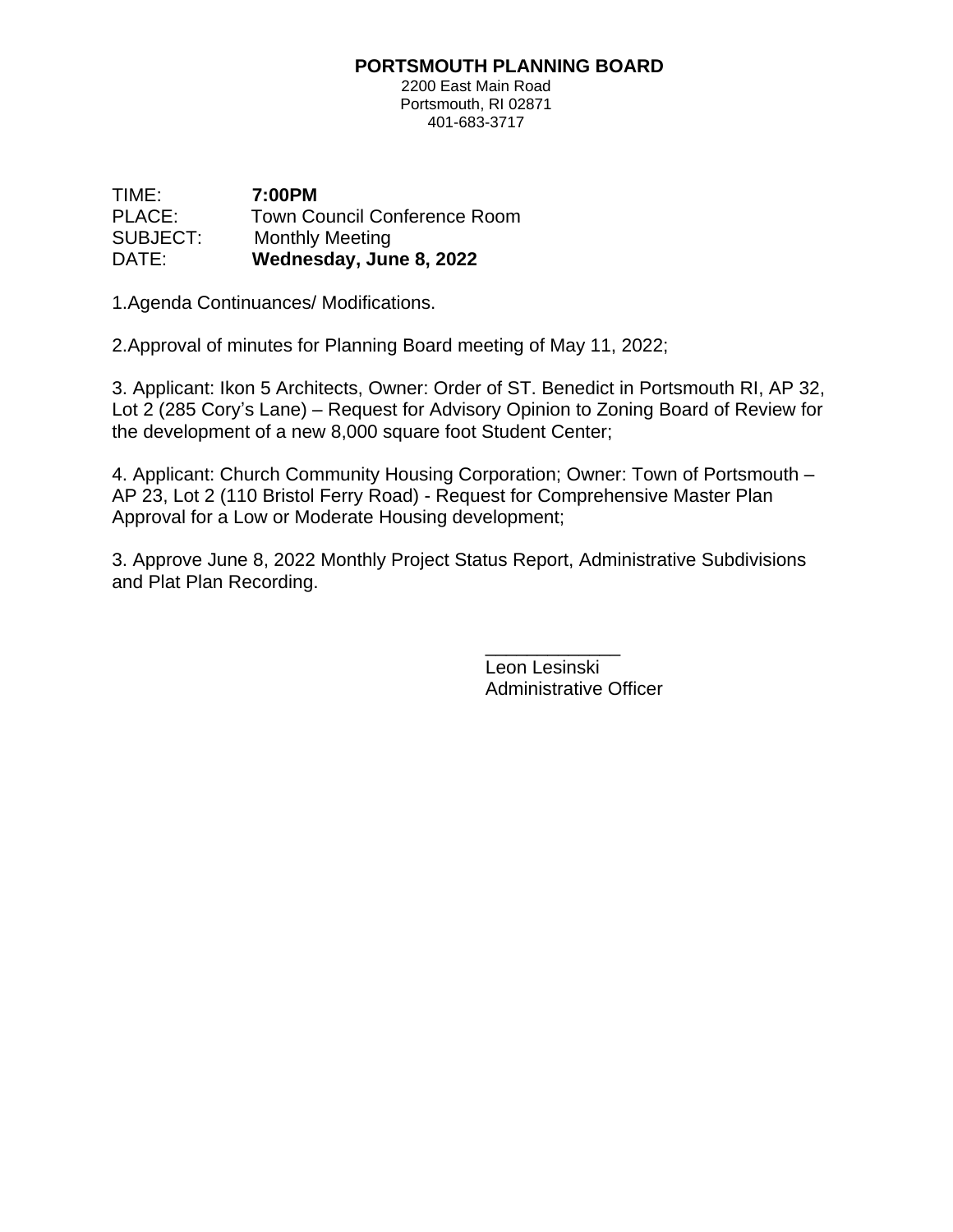# PORTSMOUTH PLANNING BOARD

2200 East Main Road
Portsmouth, RI 02871
401-683-3717

TIME: **7:00PM**
PLACE: Town Council Conference Room
SUBJECT: Monthly Meeting
DATE: **Wednesday, June 8, 2022**

1.Agenda Continuances/ Modifications.

2.Approval of minutes for Planning Board meeting of May 11, 2022;

3. Applicant: Ikon 5 Architects, Owner: Order of ST. Benedict in Portsmouth RI, AP 32, Lot 2 (285 Cory's Lane) – Request for Advisory Opinion to Zoning Board of Review for the development of a new 8,000 square foot Student Center;

4. Applicant: Church Community Housing Corporation; Owner: Town of Portsmouth – AP 23, Lot 2 (110 Bristol Ferry Road) - Request for Comprehensive Master Plan Approval for a Low or Moderate Housing development;

3. Approve June 8, 2022 Monthly Project Status Report, Administrative Subdivisions and Plat Plan Recording.

_____________
Leon Lesinski
Administrative Officer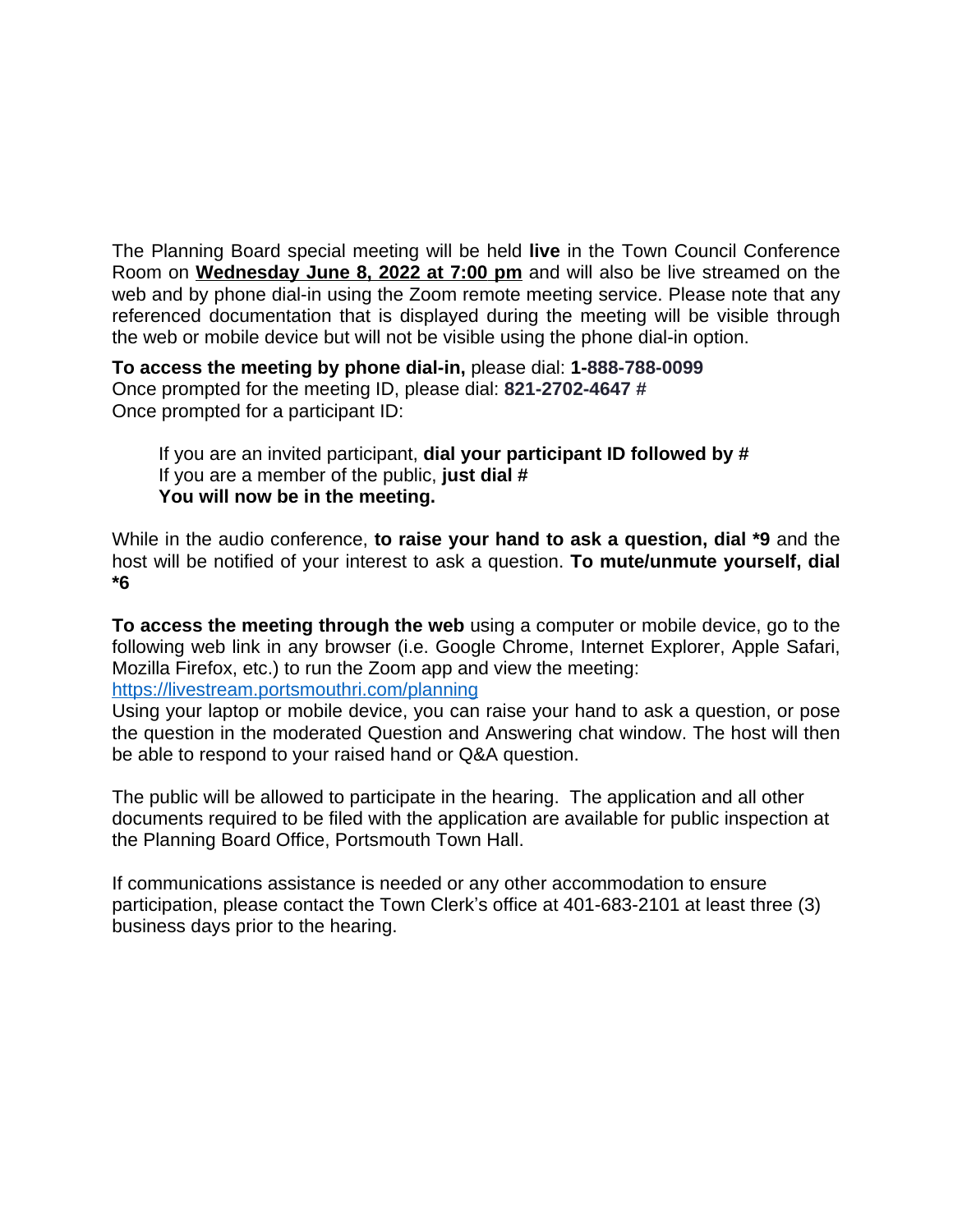The Planning Board special meeting will be held **live** in the Town Council Conference Room on **<u>Wednesday June 8, 2022 at 7:00 pm</u>** and will also be live streamed on the web and by phone dial-in using the Zoom remote meeting service. Please note that any referenced documentation that is displayed during the meeting will be visible through the web or mobile device but will not be visible using the phone dial-in option.

**To access the meeting by phone dial-in,** please dial: **1-888-788-0099**
Once prompted for the meeting ID, please dial: **821-2702-4647 #**
Once prompted for a participant ID:

> If you are an invited participant, **dial your participant ID followed by #**
> If you are a member of the public, **just dial #**
> **You will now be in the meeting.**

While in the audio conference, **to raise your hand to ask a question, dial *9** and the host will be notified of your interest to ask a question. **To mute/unmute yourself, dial *6**

**To access the meeting through the web** using a computer or mobile device, go to the following web link in any browser (i.e. Google Chrome, Internet Explorer, Apple Safari, Mozilla Firefox, etc.) to run the Zoom app and view the meeting:
[https://livestream.portsmouthri.com/planning](https://livestream.portsmouthri.com/planning)
Using your laptop or mobile device, you can raise your hand to ask a question, or pose the question in the moderated Question and Answering chat window. The host will then be able to respond to your raised hand or Q&A question.

The public will be allowed to participate in the hearing. The application and all other documents required to be filed with the application are available for public inspection at the Planning Board Office, Portsmouth Town Hall.

If communications assistance is needed or any other accommodation to ensure participation, please contact the Town Clerk's office at 401-683-2101 at least three (3) business days prior to the hearing.